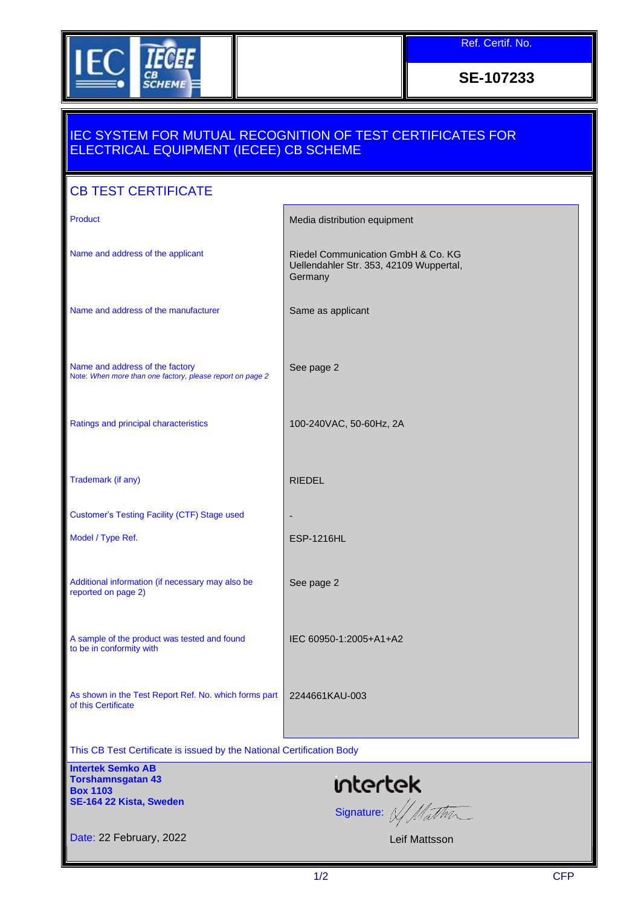Ref. Certif. No.

**SE-107233**

# IEC SYSTEM FOR MUTUAL RECOGNITION OF TEST CERTIFICATES FOR ELECTRICAL EQUIPMENT (IECEE) CB SCHEME

## CB TEST CERTIFICATE

| | |
|---|---|
| Product | Media distribution equipment |
| Name and address of the applicant | Riedel Communication GmbH & Co. KG Uellendahler Str. 353, 42109 Wuppertal, Germany |
| Name and address of the manufacturer | Same as applicant |
| Name and address of the factory<br>Note: *When more than one factory, please report on page 2* | See page 2 |
| Ratings and principal characteristics | 100-240VAC, 50-60Hz, 2A |
| Trademark (if any) | RIEDEL |
| Customer's Testing Facility (CTF) Stage used | - |
| Model / Type Ref. | ESP-1216HL |
| Additional information (if necessary may also be reported on page 2) | See page 2 |
| A sample of the product was tested and found to be in conformity with | IEC 60950-1:2005+A1+A2 |
| As shown in the Test Report Ref. No. which forms part of this Certificate | 2244661KAU-003 |

This CB Test Certificate is issued by the National Certification Body

**Intertek Semko AB**
**Torshamnsgatan 43**
**Box 1103**
**SE-164 22 Kista, Sweden**

intertek

Signature: 

Leif Mattsson

Date: 22 February, 2022

CFP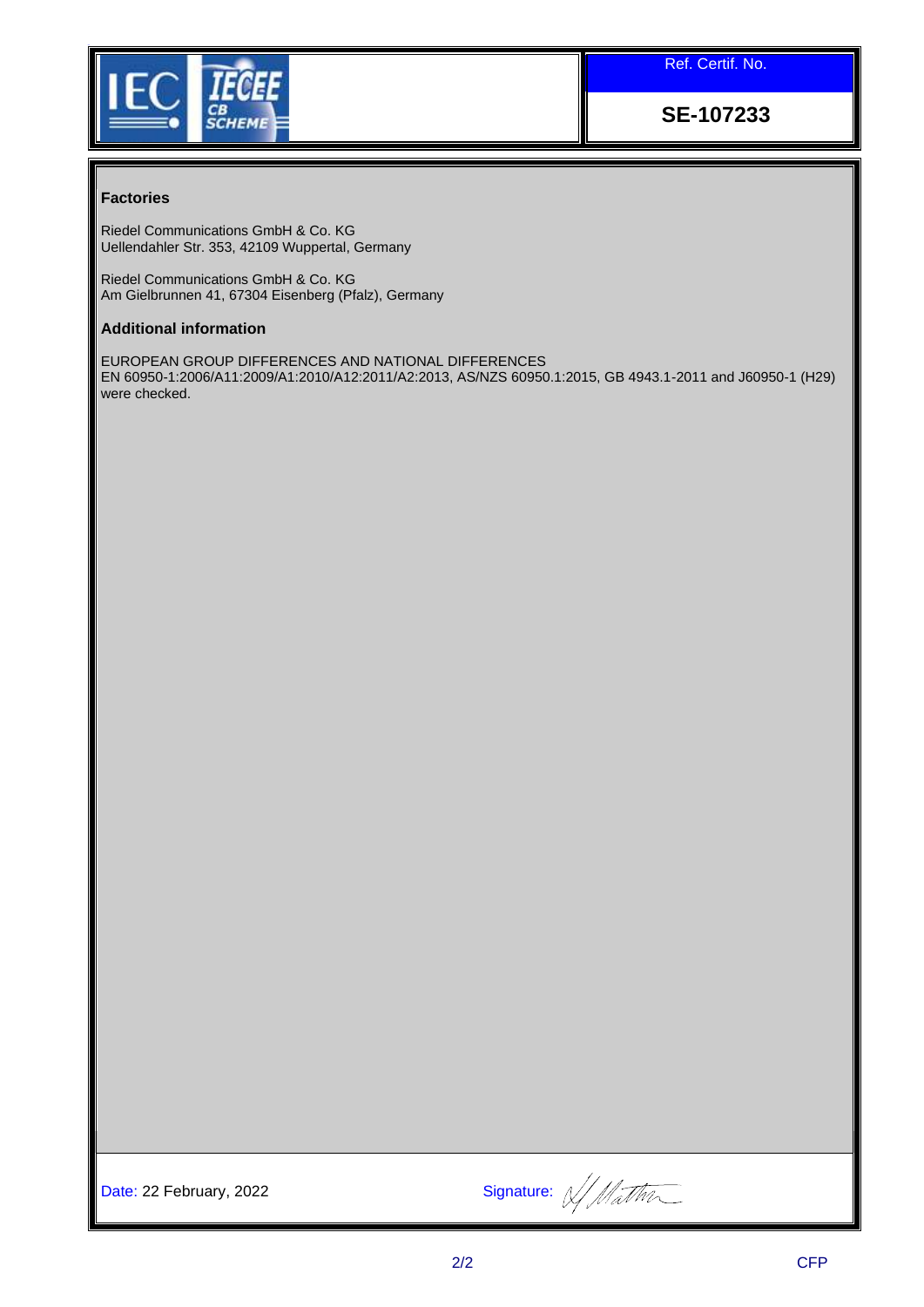Ref. Certif. No.

**SE-107233**

**Factories**

Riedel Communications GmbH & Co. KG
Uellendahler Str. 353, 42109 Wuppertal, Germany

Riedel Communications GmbH & Co. KG
Am Gielbrunnen 41, 67304 Eisenberg (Pfalz), Germany

**Additional information**

EUROPEAN GROUP DIFFERENCES AND NATIONAL DIFFERENCES
EN 60950-1:2006/A11:2009/A1:2010/A12:2011/A2:2013, AS/NZS 60950.1:2015, GB 4943.1-2011 and J60950-1 (H29) were checked.

Date: 22 February, 2022

Signature: